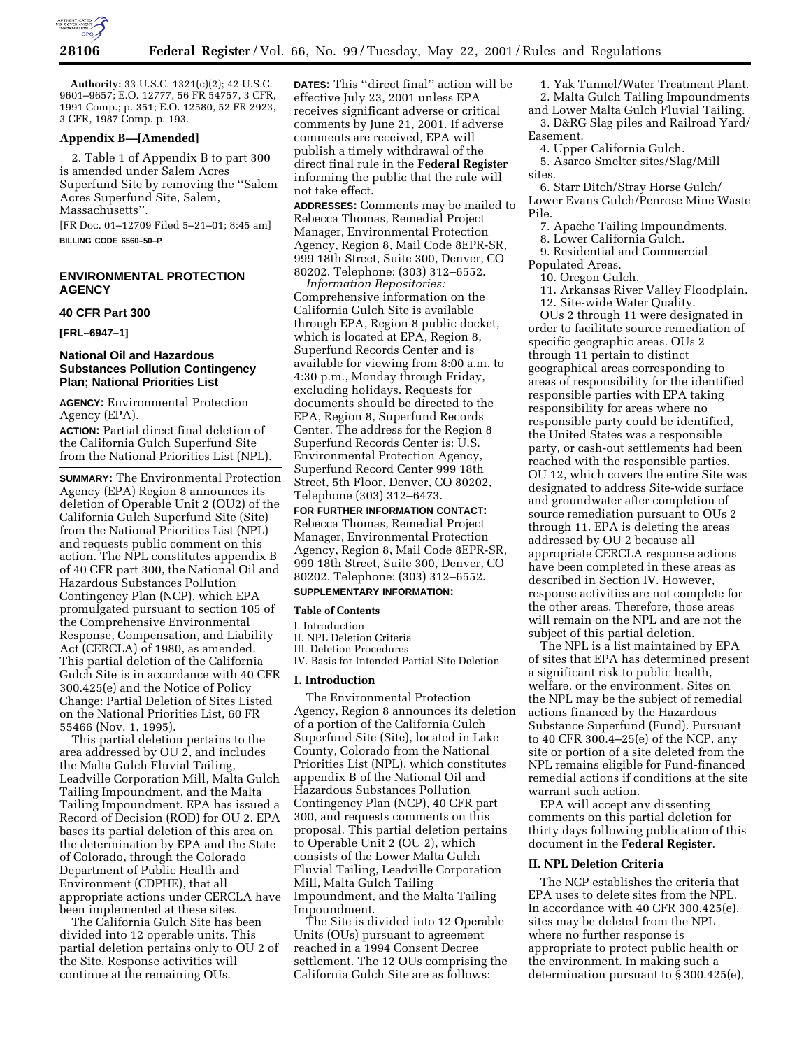**Authority:** 33 U.S.C. 1321(c)(2); 42 U.S.C. 9601–9657; E.O. 12777, 56 FR 54757, 3 CFR, 1991 Comp.; p. 351; E.O. 12580, 52 FR 2923, 3 CFR, 1987 Comp. p. 193.

### Appendix B—[Amended]

2. Table 1 of Appendix B to part 300 is amended under Salem Acres Superfund Site by removing the ''Salem Acres Superfund Site, Salem, Massachusetts''.

[FR Doc. 01–12709 Filed 5–21–01; 8:45 am]

**BILLING CODE 6560–50–P**

## ENVIRONMENTAL PROTECTION AGENCY

### 40 CFR Part 300

**[FRL–6947–1]**

### National Oil and Hazardous Substances Pollution Contingency Plan; National Priorities List

**AGENCY:** Environmental Protection Agency (EPA).

**ACTION:** Partial direct final deletion of the California Gulch Superfund Site from the National Priorities List (NPL).

**SUMMARY:** The Environmental Protection Agency (EPA) Region 8 announces its deletion of Operable Unit 2 (OU2) of the California Gulch Superfund Site (Site) from the National Priorities List (NPL) and requests public comment on this action. The NPL constitutes appendix B of 40 CFR part 300, the National Oil and Hazardous Substances Pollution Contingency Plan (NCP), which EPA promulgated pursuant to section 105 of the Comprehensive Environmental Response, Compensation, and Liability Act (CERCLA) of 1980, as amended. This partial deletion of the California Gulch Site is in accordance with 40 CFR 300.425(e) and the Notice of Policy Change: Partial Deletion of Sites Listed on the National Priorities List, 60 FR 55466 (Nov. 1, 1995).

This partial deletion pertains to the area addressed by OU 2, and includes the Malta Gulch Fluvial Tailing, Leadville Corporation Mill, Malta Gulch Tailing Impoundment, and the Malta Tailing Impoundment. EPA has issued a Record of Decision (ROD) for OU 2. EPA bases its partial deletion of this area on the determination by EPA and the State of Colorado, through the Colorado Department of Public Health and Environment (CDPHE), that all appropriate actions under CERCLA have been implemented at these sites.

The California Gulch Site has been divided into 12 operable units. This partial deletion pertains only to OU 2 of the Site. Response activities will continue at the remaining OUs.

**DATES:** This ''direct final'' action will be effective July 23, 2001 unless EPA receives significant adverse or critical comments by June 21, 2001. If adverse comments are received, EPA will publish a timely withdrawal of the direct final rule in the **Federal Register** informing the public that the rule will not take effect.

**ADDRESSES:** Comments may be mailed to Rebecca Thomas, Remedial Project Manager, Environmental Protection Agency, Region 8, Mail Code 8EPR-SR, 999 18th Street, Suite 300, Denver, CO 80202. Telephone: (303) 312–6552.

*Information Repositories:* Comprehensive information on the California Gulch Site is available through EPA, Region 8 public docket, which is located at EPA, Region 8, Superfund Records Center and is available for viewing from 8:00 a.m. to 4:30 p.m., Monday through Friday, excluding holidays. Requests for documents should be directed to the EPA, Region 8, Superfund Records Center. The address for the Region 8 Superfund Records Center is: U.S. Environmental Protection Agency, Superfund Record Center 999 18th Street, 5th Floor, Denver, CO 80202, Telephone (303) 312–6473.

**FOR FURTHER INFORMATION CONTACT:** Rebecca Thomas, Remedial Project Manager, Environmental Protection Agency, Region 8, Mail Code 8EPR-SR, 999 18th Street, Suite 300, Denver, CO 80202. Telephone: (303) 312–6552.

**SUPPLEMENTARY INFORMATION:**

**Table of Contents**

I. Introduction
II. NPL Deletion Criteria
III. Deletion Procedures
IV. Basis for Intended Partial Site Deletion

### I. Introduction

The Environmental Protection Agency, Region 8 announces its deletion of a portion of the California Gulch Superfund Site (Site), located in Lake County, Colorado from the National Priorities List (NPL), which constitutes appendix B of the National Oil and Hazardous Substances Pollution Contingency Plan (NCP), 40 CFR part 300, and requests comments on this proposal. This partial deletion pertains to Operable Unit 2 (OU 2), which consists of the Lower Malta Gulch Fluvial Tailing, Leadville Corporation Mill, Malta Gulch Tailing Impoundment, and the Malta Tailing Impoundment.

The Site is divided into 12 Operable Units (OUs) pursuant to agreement reached in a 1994 Consent Decree settlement. The 12 OUs comprising the California Gulch Site are as follows:

1. Yak Tunnel/Water Treatment Plant.
2. Malta Gulch Tailing Impoundments and Lower Malta Gulch Fluvial Tailing.
3. D&RG Slag piles and Railroad Yard/Easement.
4. Upper California Gulch.
5. Asarco Smelter sites/Slag/Mill sites.
6. Starr Ditch/Stray Horse Gulch/Lower Evans Gulch/Penrose Mine Waste Pile.
7. Apache Tailing Impoundments.
8. Lower California Gulch.
9. Residential and Commercial Populated Areas.
10. Oregon Gulch.
11. Arkansas River Valley Floodplain.
12. Site-wide Water Quality.

OUs 2 through 11 were designated in order to facilitate source remediation of specific geographic areas. OUs 2 through 11 pertain to distinct geographical areas corresponding to areas of responsibility for the identified responsible parties with EPA taking responsibility for areas where no responsible party could be identified, the United States was a responsible party, or cash-out settlements had been reached with the responsible parties. OU 12, which covers the entire Site was designated to address Site-wide surface and groundwater after completion of source remediation pursuant to OUs 2 through 11. EPA is deleting the areas addressed by OU 2 because all appropriate CERCLA response actions have been completed in these areas as described in Section IV. However, response activities are not complete for the other areas. Therefore, those areas will remain on the NPL and are not the subject of this partial deletion.

The NPL is a list maintained by EPA of sites that EPA has determined present a significant risk to public health, welfare, or the environment. Sites on the NPL may be the subject of remedial actions financed by the Hazardous Substance Superfund (Fund). Pursuant to 40 CFR 300.4–25(e) of the NCP, any site or portion of a site deleted from the NPL remains eligible for Fund-financed remedial actions if conditions at the site warrant such action.

EPA will accept any dissenting comments on this partial deletion for thirty days following publication of this document in the **Federal Register**.

### II. NPL Deletion Criteria

The NCP establishes the criteria that EPA uses to delete sites from the NPL. In accordance with 40 CFR 300.425(e), sites may be deleted from the NPL where no further response is appropriate to protect public health or the environment. In making such a determination pursuant to § 300.425(e),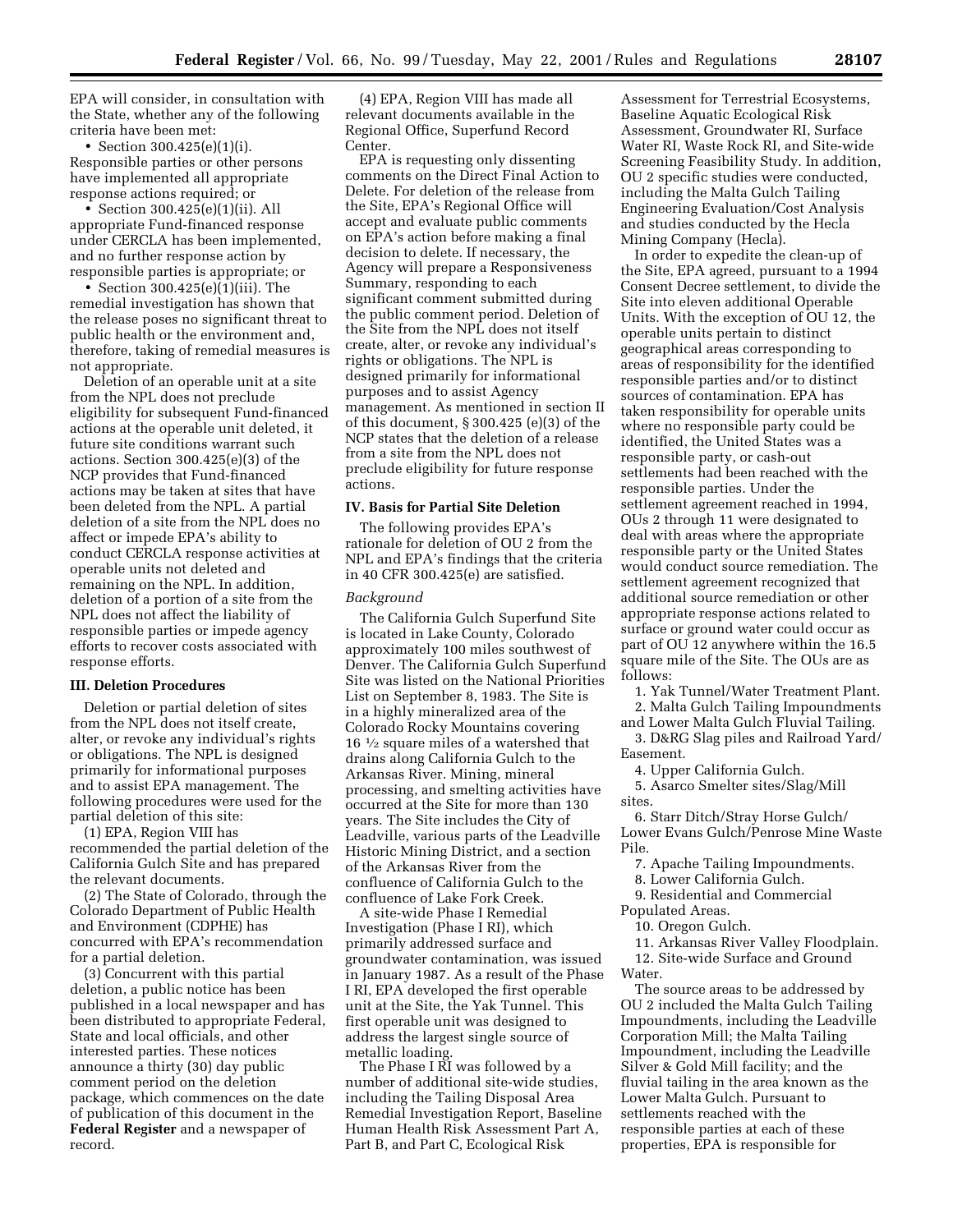EPA will consider, in consultation with the State, whether any of the following criteria have been met:

- Section 300.425(e)(1)(i). Responsible parties or other persons have implemented all appropriate response actions required; or
- Section 300.425(e)(1)(ii). All appropriate Fund-financed response under CERCLA has been implemented, and no further response action by responsible parties is appropriate; or
- Section 300.425(e)(1)(iii). The remedial investigation has shown that the release poses no significant threat to public health or the environment and, therefore, taking of remedial measures is not appropriate.

Deletion of an operable unit at a site from the NPL does not preclude eligibility for subsequent Fund-financed actions at the operable unit deleted, it future site conditions warrant such actions. Section 300.425(e)(3) of the NCP provides that Fund-financed actions may be taken at sites that have been deleted from the NPL. A partial deletion of a site from the NPL does no affect or impede EPA's ability to conduct CERCLA response activities at operable units not deleted and remaining on the NPL. In addition, deletion of a portion of a site from the NPL does not affect the liability of responsible parties or impede agency efforts to recover costs associated with response efforts.

### III. Deletion Procedures

Deletion or partial deletion of sites from the NPL does not itself create, alter, or revoke any individual's rights or obligations. The NPL is designed primarily for informational purposes and to assist EPA management. The following procedures were used for the partial deletion of this site:

(1) EPA, Region VIII has recommended the partial deletion of the California Gulch Site and has prepared the relevant documents.

(2) The State of Colorado, through the Colorado Department of Public Health and Environment (CDPHE) has concurred with EPA's recommendation for a partial deletion.

(3) Concurrent with this partial deletion, a public notice has been published in a local newspaper and has been distributed to appropriate Federal, State and local officials, and other interested parties. These notices announce a thirty (30) day public comment period on the deletion package, which commences on the date of publication of this document in the **Federal Register** and a newspaper of record.

(4) EPA, Region VIII has made all relevant documents available in the Regional Office, Superfund Record Center.

EPA is requesting only dissenting comments on the Direct Final Action to Delete. For deletion of the release from the Site, EPA's Regional Office will accept and evaluate public comments on EPA's action before making a final decision to delete. If necessary, the Agency will prepare a Responsiveness Summary, responding to each significant comment submitted during the public comment period. Deletion of the Site from the NPL does not itself create, alter, or revoke any individual's rights or obligations. The NPL is designed primarily for informational purposes and to assist Agency management. As mentioned in section II of this document, § 300.425 (e)(3) of the NCP states that the deletion of a release from a site from the NPL does not preclude eligibility for future response actions.

### IV. Basis for Partial Site Deletion

The following provides EPA's rationale for deletion of OU 2 from the NPL and EPA's findings that the criteria in 40 CFR 300.425(e) are satisfied.

*Background*

The California Gulch Superfund Site is located in Lake County, Colorado approximately 100 miles southwest of Denver. The California Gulch Superfund Site was listed on the National Priorities List on September 8, 1983. The Site is in a highly mineralized area of the Colorado Rocky Mountains covering 16 ½ square miles of a watershed that drains along California Gulch to the Arkansas River. Mining, mineral processing, and smelting activities have occurred at the Site for more than 130 years. The Site includes the City of Leadville, various parts of the Leadville Historic Mining District, and a section of the Arkansas River from the confluence of California Gulch to the confluence of Lake Fork Creek.

A site-wide Phase I Remedial Investigation (Phase I RI), which primarily addressed surface and groundwater contamination, was issued in January 1987. As a result of the Phase I RI, EPA developed the first operable unit at the Site, the Yak Tunnel. This first operable unit was designed to address the largest single source of metallic loading.

The Phase I RI was followed by a number of additional site-wide studies, including the Tailing Disposal Area Remedial Investigation Report, Baseline Human Health Risk Assessment Part A, Part B, and Part C, Ecological Risk Assessment for Terrestrial Ecosystems, Baseline Aquatic Ecological Risk Assessment, Groundwater RI, Surface Water RI, Waste Rock RI, and Site-wide Screening Feasibility Study. In addition, OU 2 specific studies were conducted, including the Malta Gulch Tailing Engineering Evaluation/Cost Analysis and studies conducted by the Hecla Mining Company (Hecla).

In order to expedite the clean-up of the Site, EPA agreed, pursuant to a 1994 Consent Decree settlement, to divide the Site into eleven additional Operable Units. With the exception of OU 12, the operable units pertain to distinct geographical areas corresponding to areas of responsibility for the identified responsible parties and/or to distinct sources of contamination. EPA has taken responsibility for operable units where no responsible party could be identified, the United States was a responsible party, or cash-out settlements had been reached with the responsible parties. Under the settlement agreement reached in 1994, OUs 2 through 11 were designated to deal with areas where the appropriate responsible party or the United States would conduct source remediation. The settlement agreement recognized that additional source remediation or other appropriate response actions related to surface or ground water could occur as part of OU 12 anywhere within the 16.5 square mile of the Site. The OUs are as follows:

1. Yak Tunnel/Water Treatment Plant.
2. Malta Gulch Tailing Impoundments and Lower Malta Gulch Fluvial Tailing.
3. D&RG Slag piles and Railroad Yard/Easement.
4. Upper California Gulch.
5. Asarco Smelter sites/Slag/Mill sites.
6. Starr Ditch/Stray Horse Gulch/Lower Evans Gulch/Penrose Mine Waste Pile.
7. Apache Tailing Impoundments.
8. Lower California Gulch.
9. Residential and Commercial Populated Areas.
10. Oregon Gulch.
11. Arkansas River Valley Floodplain.
12. Site-wide Surface and Ground Water.

The source areas to be addressed by OU 2 included the Malta Gulch Tailing Impoundments, including the Leadville Corporation Mill; the Malta Tailing Impoundment, including the Leadville Silver & Gold Mill facility; and the fluvial tailing in the area known as the Lower Malta Gulch. Pursuant to settlements reached with the responsible parties at each of these properties, EPA is responsible for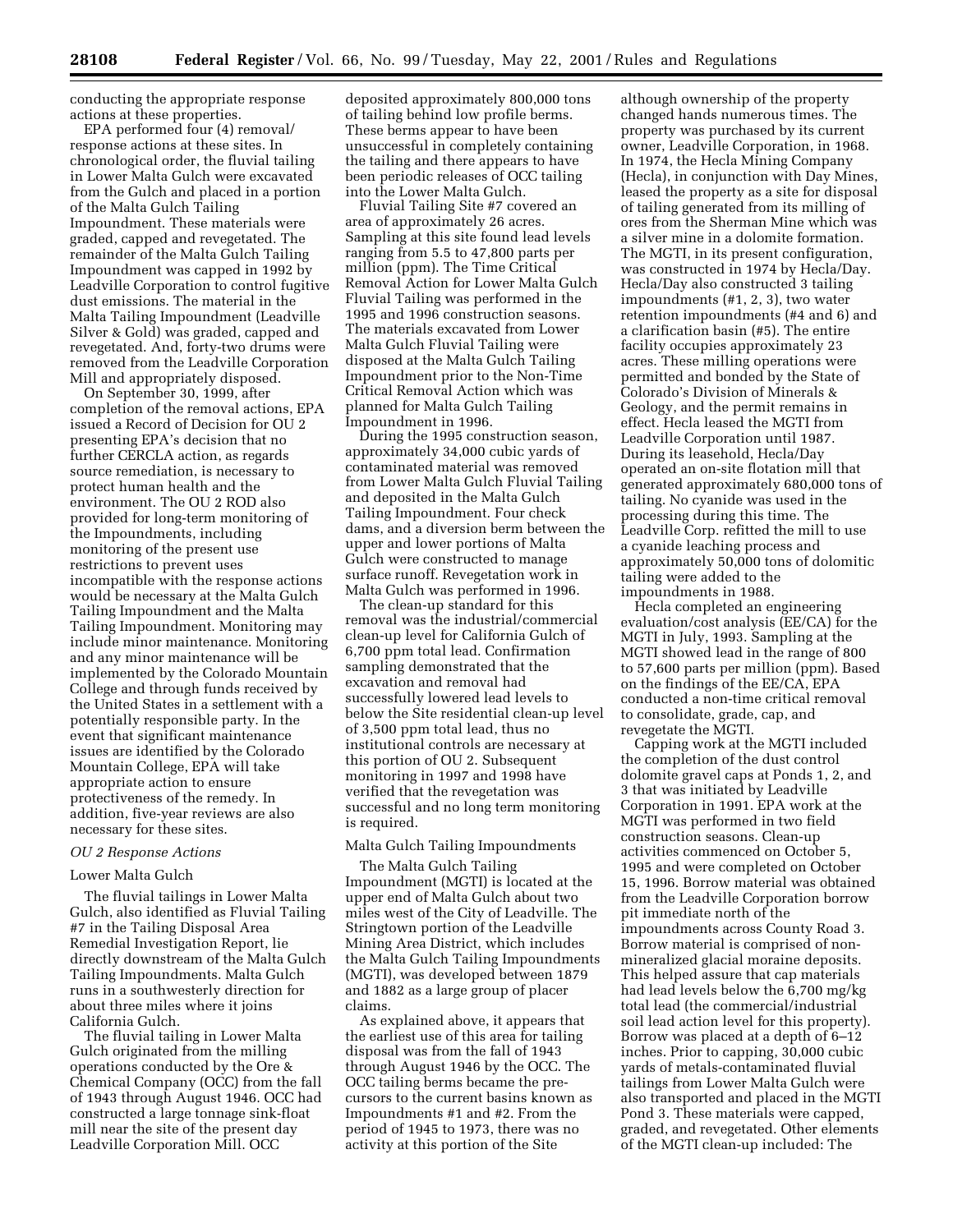conducting the appropriate response actions at these properties.

EPA performed four (4) removal/response actions at these sites. In chronological order, the fluvial tailing in Lower Malta Gulch were excavated from the Gulch and placed in a portion of the Malta Gulch Tailing Impoundment. These materials were graded, capped and revegetated. The remainder of the Malta Gulch Tailing Impoundment was capped in 1992 by Leadville Corporation to control fugitive dust emissions. The material in the Malta Tailing Impoundment (Leadville Silver & Gold) was graded, capped and revegetated. And, forty-two drums were removed from the Leadville Corporation Mill and appropriately disposed.

On September 30, 1999, after completion of the removal actions, EPA issued a Record of Decision for OU 2 presenting EPA's decision that no further CERCLA action, as regards source remediation, is necessary to protect human health and the environment. The OU 2 ROD also provided for long-term monitoring of the Impoundments, including monitoring of the present use restrictions to prevent uses incompatible with the response actions would be necessary at the Malta Gulch Tailing Impoundment and the Malta Tailing Impoundment. Monitoring may include minor maintenance. Monitoring and any minor maintenance will be implemented by the Colorado Mountain College and through funds received by the United States in a settlement with a potentially responsible party. In the event that significant maintenance issues are identified by the Colorado Mountain College, EPA will take appropriate action to ensure protectiveness of the remedy. In addition, five-year reviews are also necessary for these sites.

*OU 2 Response Actions*

Lower Malta Gulch

The fluvial tailings in Lower Malta Gulch, also identified as Fluvial Tailing #7 in the Tailing Disposal Area Remedial Investigation Report, lie directly downstream of the Malta Gulch Tailing Impoundments. Malta Gulch runs in a southwesterly direction for about three miles where it joins California Gulch.

The fluvial tailing in Lower Malta Gulch originated from the milling operations conducted by the Ore & Chemical Company (OCC) from the fall of 1943 through August 1946. OCC had constructed a large tonnage sink-float mill near the site of the present day Leadville Corporation Mill. OCC deposited approximately 800,000 tons of tailing behind low profile berms. These berms appear to have been unsuccessful in completely containing the tailing and there appears to have been periodic releases of OCC tailing into the Lower Malta Gulch.

Fluvial Tailing Site #7 covered an area of approximately 26 acres. Sampling at this site found lead levels ranging from 5.5 to 47,800 parts per million (ppm). The Time Critical Removal Action for Lower Malta Gulch Fluvial Tailing was performed in the 1995 and 1996 construction seasons. The materials excavated from Lower Malta Gulch Fluvial Tailing were disposed at the Malta Gulch Tailing Impoundment prior to the Non-Time Critical Removal Action which was planned for Malta Gulch Tailing Impoundment in 1996.

During the 1995 construction season, approximately 34,000 cubic yards of contaminated material was removed from Lower Malta Gulch Fluvial Tailing and deposited in the Malta Gulch Tailing Impoundment. Four check dams, and a diversion berm between the upper and lower portions of Malta Gulch were constructed to manage surface runoff. Revegetation work in Malta Gulch was performed in 1996.

The clean-up standard for this removal was the industrial/commercial clean-up level for California Gulch of 6,700 ppm total lead. Confirmation sampling demonstrated that the excavation and removal had successfully lowered lead levels to below the Site residential clean-up level of 3,500 ppm total lead, thus no institutional controls are necessary at this portion of OU 2. Subsequent monitoring in 1997 and 1998 have verified that the revegetation was successful and no long term monitoring is required.

Malta Gulch Tailing Impoundments

The Malta Gulch Tailing Impoundment (MGTI) is located at the upper end of Malta Gulch about two miles west of the City of Leadville. The Stringtown portion of the Leadville Mining Area District, which includes the Malta Gulch Tailing Impoundments (MGTI), was developed between 1879 and 1882 as a large group of placer claims.

As explained above, it appears that the earliest use of this area for tailing disposal was from the fall of 1943 through August 1946 by the OCC. The OCC tailing berms became the pre-cursors to the current basins known as Impoundments #1 and #2. From the period of 1945 to 1973, there was no activity at this portion of the Site although ownership of the property changed hands numerous times. The property was purchased by its current owner, Leadville Corporation, in 1968. In 1974, the Hecla Mining Company (Hecla), in conjunction with Day Mines, leased the property as a site for disposal of tailing generated from its milling of ores from the Sherman Mine which was a silver mine in a dolomite formation. The MGTI, in its present configuration, was constructed in 1974 by Hecla/Day. Hecla/Day also constructed 3 tailing impoundments (#1, 2, 3), two water retention impoundments (#4 and 6) and a clarification basin (#5). The entire facility occupies approximately 23 acres. These milling operations were permitted and bonded by the State of Colorado's Division of Minerals & Geology, and the permit remains in effect. Hecla leased the MGTI from Leadville Corporation until 1987. During its leasehold, Hecla/Day operated an on-site flotation mill that generated approximately 680,000 tons of tailing. No cyanide was used in the processing during this time. The Leadville Corp. refitted the mill to use a cyanide leaching process and approximately 50,000 tons of dolomitic tailing were added to the impoundments in 1988.

Hecla completed an engineering evaluation/cost analysis (EE/CA) for the MGTI in July, 1993. Sampling at the MGTI showed lead in the range of 800 to 57,600 parts per million (ppm). Based on the findings of the EE/CA, EPA conducted a non-time critical removal to consolidate, grade, cap, and revegetate the MGTI.

Capping work at the MGTI included the completion of the dust control dolomite gravel caps at Ponds 1, 2, and 3 that was initiated by Leadville Corporation in 1991. EPA work at the MGTI was performed in two field construction seasons. Clean-up activities commenced on October 5, 1995 and were completed on October 15, 1996. Borrow material was obtained from the Leadville Corporation borrow pit immediate north of the impoundments across County Road 3. Borrow material is comprised of non-mineralized glacial moraine deposits. This helped assure that cap materials had lead levels below the 6,700 mg/kg total lead (the commercial/industrial soil lead action level for this property). Borrow was placed at a depth of 6–12 inches. Prior to capping, 30,000 cubic yards of metals-contaminated fluvial tailings from Lower Malta Gulch were also transported and placed in the MGTI Pond 3. These materials were capped, graded, and revegetated. Other elements of the MGTI clean-up included: The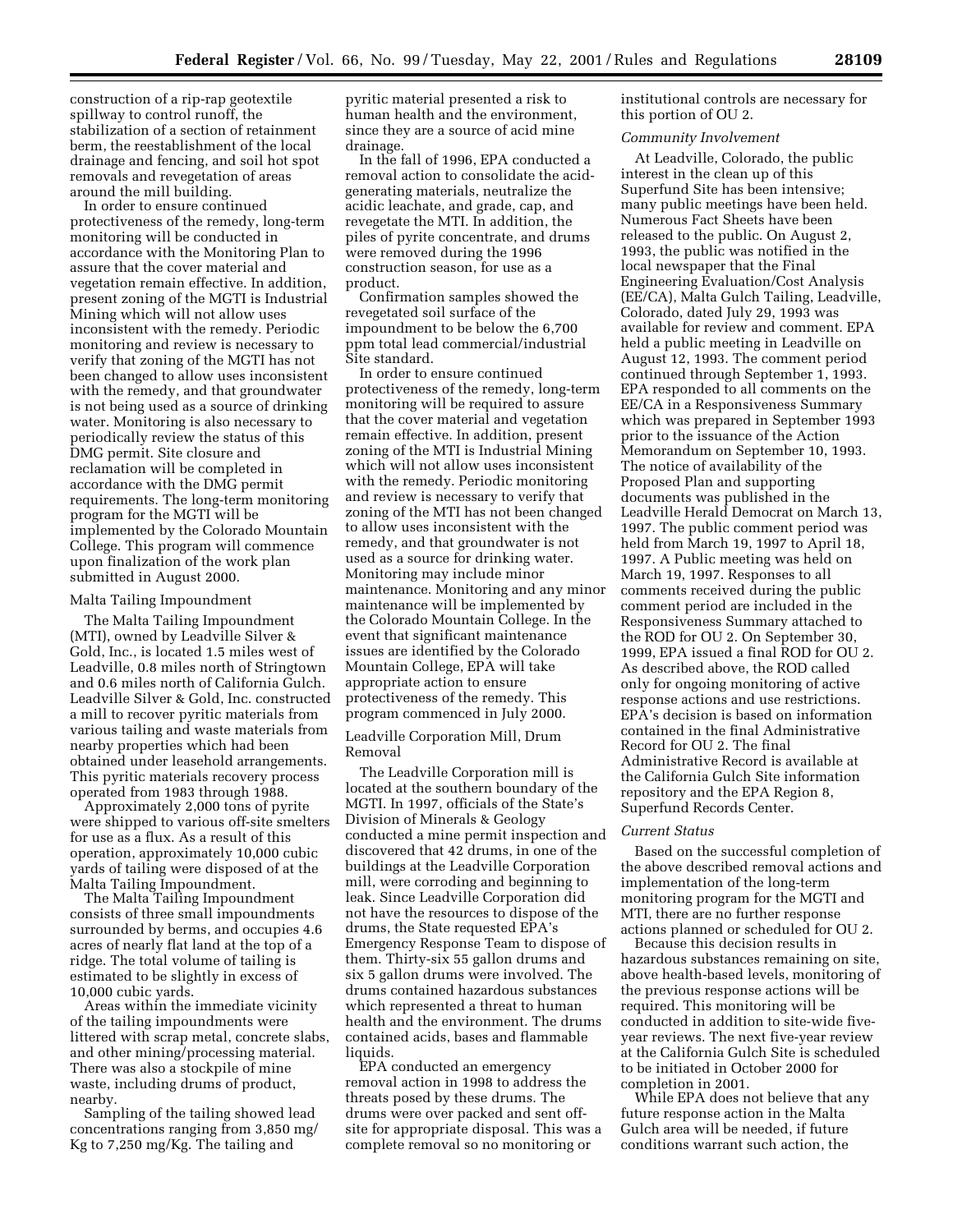construction of a rip-rap geotextile spillway to control runoff, the stabilization of a section of retainment berm, the reestablishment of the local drainage and fencing, and soil hot spot removals and revegetation of areas around the mill building.

In order to ensure continued protectiveness of the remedy, long-term monitoring will be conducted in accordance with the Monitoring Plan to assure that the cover material and vegetation remain effective. In addition, present zoning of the MGTI is Industrial Mining which will not allow uses inconsistent with the remedy. Periodic monitoring and review is necessary to verify that zoning of the MGTI has not been changed to allow uses inconsistent with the remedy, and that groundwater is not being used as a source of drinking water. Monitoring is also necessary to periodically review the status of this DMG permit. Site closure and reclamation will be completed in accordance with the DMG permit requirements. The long-term monitoring program for the MGTI will be implemented by the Colorado Mountain College. This program will commence upon finalization of the work plan submitted in August 2000.

Malta Tailing Impoundment

The Malta Tailing Impoundment (MTI), owned by Leadville Silver & Gold, Inc., is located 1.5 miles west of Leadville, 0.8 miles north of Stringtown and 0.6 miles north of California Gulch. Leadville Silver & Gold, Inc. constructed a mill to recover pyritic materials from various tailing and waste materials from nearby properties which had been obtained under leasehold arrangements. This pyritic materials recovery process operated from 1983 through 1988.

Approximately 2,000 tons of pyrite were shipped to various off-site smelters for use as a flux. As a result of this operation, approximately 10,000 cubic yards of tailing were disposed of at the Malta Tailing Impoundment.

The Malta Tailing Impoundment consists of three small impoundments surrounded by berms, and occupies 4.6 acres of nearly flat land at the top of a ridge. The total volume of tailing is estimated to be slightly in excess of 10,000 cubic yards.

Areas within the immediate vicinity of the tailing impoundments were littered with scrap metal, concrete slabs, and other mining/processing material. There was also a stockpile of mine waste, including drums of product, nearby.

Sampling of the tailing showed lead concentrations ranging from 3,850 mg/Kg to 7,250 mg/Kg. The tailing and pyritic material presented a risk to human health and the environment, since they are a source of acid mine drainage.

In the fall of 1996, EPA conducted a removal action to consolidate the acid-generating materials, neutralize the acidic leachate, and grade, cap, and revegetate the MTI. In addition, the piles of pyrite concentrate, and drums were removed during the 1996 construction season, for use as a product.

Confirmation samples showed the revegetated soil surface of the impoundment to be below the 6,700 ppm total lead commercial/industrial Site standard.

In order to ensure continued protectiveness of the remedy, long-term monitoring will be required to assure that the cover material and vegetation remain effective. In addition, present zoning of the MTI is Industrial Mining which will not allow uses inconsistent with the remedy. Periodic monitoring and review is necessary to verify that zoning of the MTI has not been changed to allow uses inconsistent with the remedy, and that groundwater is not used as a source for drinking water. Monitoring may include minor maintenance. Monitoring and any minor maintenance will be implemented by the Colorado Mountain College. In the event that significant maintenance issues are identified by the Colorado Mountain College, EPA will take appropriate action to ensure protectiveness of the remedy. This program commenced in July 2000.

Leadville Corporation Mill, Drum Removal

The Leadville Corporation mill is located at the southern boundary of the MGTI. In 1997, officials of the State's Division of Minerals & Geology conducted a mine permit inspection and discovered that 42 drums, in one of the buildings at the Leadville Corporation mill, were corroding and beginning to leak. Since Leadville Corporation did not have the resources to dispose of the drums, the State requested EPA's Emergency Response Team to dispose of them. Thirty-six 55 gallon drums and six 5 gallon drums were involved. The drums contained hazardous substances which represented a threat to human health and the environment. The drums contained acids, bases and flammable liquids.

EPA conducted an emergency removal action in 1998 to address the threats posed by these drums. The drums were over packed and sent off-site for appropriate disposal. This was a complete removal so no monitoring or institutional controls are necessary for this portion of OU 2.

*Community Involvement*

At Leadville, Colorado, the public interest in the clean up of this Superfund Site has been intensive; many public meetings have been held. Numerous Fact Sheets have been released to the public. On August 2, 1993, the public was notified in the local newspaper that the Final Engineering Evaluation/Cost Analysis (EE/CA), Malta Gulch Tailing, Leadville, Colorado, dated July 29, 1993 was available for review and comment. EPA held a public meeting in Leadville on August 12, 1993. The comment period continued through September 1, 1993. EPA responded to all comments on the EE/CA in a Responsiveness Summary which was prepared in September 1993 prior to the issuance of the Action Memorandum on September 10, 1993. The notice of availability of the Proposed Plan and supporting documents was published in the Leadville Herald Democrat on March 13, 1997. The public comment period was held from March 19, 1997 to April 18, 1997. A Public meeting was held on March 19, 1997. Responses to all comments received during the public comment period are included in the Responsiveness Summary attached to the ROD for OU 2. On September 30, 1999, EPA issued a final ROD for OU 2. As described above, the ROD called only for ongoing monitoring of active response actions and use restrictions. EPA's decision is based on information contained in the final Administrative Record for OU 2. The final Administrative Record is available at the California Gulch Site information repository and the EPA Region 8, Superfund Records Center.

*Current Status*

Based on the successful completion of the above described removal actions and implementation of the long-term monitoring program for the MGTI and MTI, there are no further response actions planned or scheduled for OU 2.

Because this decision results in hazardous substances remaining on site, above health-based levels, monitoring of the previous response actions will be required. This monitoring will be conducted in addition to site-wide five-year reviews. The next five-year review at the California Gulch Site is scheduled to be initiated in October 2000 for completion in 2001.

While EPA does not believe that any future response action in the Malta Gulch area will be needed, if future conditions warrant such action, the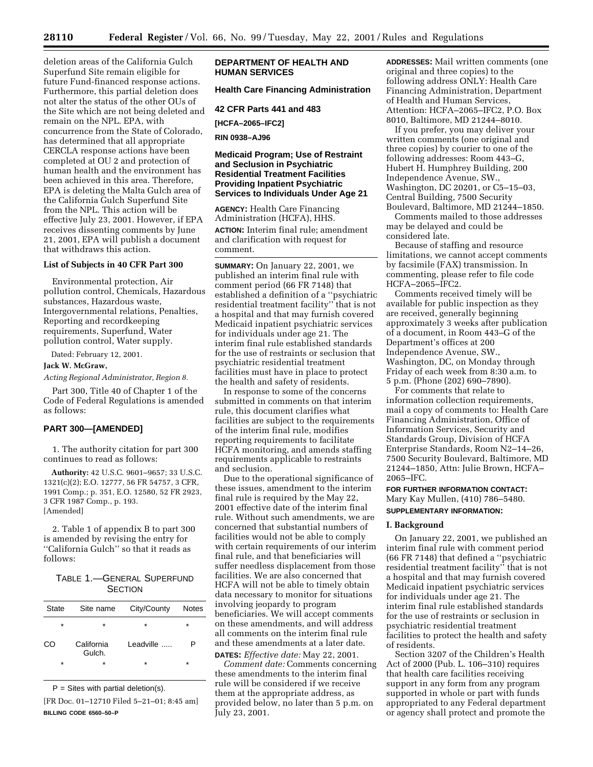deletion areas of the California Gulch Superfund Site remain eligible for future Fund-financed response actions. Furthermore, this partial deletion does not alter the status of the other OUs of the Site which are not being deleted and remain on the NPL. EPA, with concurrence from the State of Colorado, has determined that all appropriate CERCLA response actions have been completed at OU 2 and protection of human health and the environment has been achieved in this area. Therefore, EPA is deleting the Malta Gulch area of the California Gulch Superfund Site from the NPL. This action will be effective July 23, 2001. However, if EPA receives dissenting comments by June 21, 2001, EPA will publish a document that withdraws this action.

**List of Subjects in 40 CFR Part 300**

Environmental protection, Air pollution control, Chemicals, Hazardous substances, Hazardous waste, Intergovernmental relations, Penalties, Reporting and recordkeeping requirements, Superfund, Water pollution control, Water supply.

Dated: February 12, 2001.

**Jack W. McGraw,**

*Acting Regional Administrator, Region 8.*

Part 300, Title 40 of Chapter 1 of the Code of Federal Regulations is amended as follows:

## PART 300—[AMENDED]

1. The authority citation for part 300 continues to read as follows:

**Authority:** 42 U.S.C. 9601–9657; 33 U.S.C. 1321(c)(2); E.O. 12777, 56 FR 54757, 3 CFR, 1991 Comp.; p. 351, E.O. 12580, 52 FR 2923, 3 CFR 1987 Comp., p. 193.
[Amended]

2. Table 1 of appendix B to part 300 is amended by revising the entry for ''California Gulch'' so that it reads as follows:

TABLE 1.—GENERAL SUPERFUND SECTION

| State | Site name | City/County | Notes |
|---|---|---|---|
| * | * | * | * |
| CO | California Gulch. | Leadville ..... | P |
| * | * | * | * |

P = Sites with partial deletion(s).

[FR Doc. 01–12710 Filed 5–21–01; 8:45 am]

**BILLING CODE 6560–50–P**

## DEPARTMENT OF HEALTH AND HUMAN SERVICES

### Health Care Financing Administration

### 42 CFR Parts 441 and 483

**[HCFA–2065–IFC2]**

**RIN 0938–AJ96**

### Medicaid Program; Use of Restraint and Seclusion in Psychiatric Residential Treatment Facilities Providing Inpatient Psychiatric Services to Individuals Under Age 21

**AGENCY:** Health Care Financing Administration (HCFA), HHS.

**ACTION:** Interim final rule; amendment and clarification with request for comment.

**SUMMARY:** On January 22, 2001, we published an interim final rule with comment period (66 FR 7148) that established a definition of a ''psychiatric residential treatment facility'' that is not a hospital and that may furnish covered Medicaid inpatient psychiatric services for individuals under age 21. The interim final rule established standards for the use of restraints or seclusion that psychiatric residential treatment facilities must have in place to protect the health and safety of residents.

In response to some of the concerns submitted in comments on that interim rule, this document clarifies what facilities are subject to the requirements of the interim final rule, modifies reporting requirements to facilitate HCFA monitoring, and amends staffing requirements applicable to restraints and seclusion.

Due to the operational significance of these issues, amendment to the interim final rule is required by the May 22, 2001 effective date of the interim final rule. Without such amendments, we are concerned that substantial numbers of facilities would not be able to comply with certain requirements of our interim final rule, and that beneficiaries will suffer needless displacement from those facilities. We are also concerned that HCFA will not be able to timely obtain data necessary to monitor for situations involving jeopardy to program beneficiaries. We will accept comments on these amendments, and will address all comments on the interim final rule and these amendments at a later date.

**DATES:** *Effective date:* May 22, 2001.

*Comment date:* Comments concerning these amendments to the interim final rule will be considered if we receive them at the appropriate address, as provided below, no later than 5 p.m. on July 23, 2001.

**ADDRESSES:** Mail written comments (one original and three copies) to the following address ONLY: Health Care Financing Administration, Department of Health and Human Services, Attention: HCFA–2065–IFC2, P.O. Box 8010, Baltimore, MD 21244–8010.

If you prefer, you may deliver your written comments (one original and three copies) by courier to one of the following addresses: Room 443–G, Hubert H. Humphrey Building, 200 Independence Avenue, SW., Washington, DC 20201, or C5–15–03, Central Building, 7500 Security Boulevard, Baltimore, MD 21244–1850.

Comments mailed to those addresses may be delayed and could be considered late.

Because of staffing and resource limitations, we cannot accept comments by facsimile (FAX) transmission. In commenting, please refer to file code HCFA–2065–IFC2.

Comments received timely will be available for public inspection as they are received, generally beginning approximately 3 weeks after publication of a document, in Room 443–G of the Department's offices at 200 Independence Avenue, SW., Washington, DC, on Monday through Friday of each week from 8:30 a.m. to 5 p.m. (Phone (202) 690–7890).

For comments that relate to information collection requirements, mail a copy of comments to: Health Care Financing Administration, Office of Information Services, Security and Standards Group, Division of HCFA Enterprise Standards, Room N2–14–26, 7500 Security Boulevard, Baltimore, MD 21244–1850, Attn: Julie Brown, HCFA–2065–IFC.

**FOR FURTHER INFORMATION CONTACT:** Mary Kay Mullen, (410) 786–5480.

**SUPPLEMENTARY INFORMATION:**

**I. Background**

On January 22, 2001, we published an interim final rule with comment period (66 FR 7148) that defined a ''psychiatric residential treatment facility'' that is not a hospital and that may furnish covered Medicaid inpatient psychiatric services for individuals under age 21. The interim final rule established standards for the use of restraints or seclusion in psychiatric residential treatment facilities to protect the health and safety of residents.

Section 3207 of the Children's Health Act of 2000 (Pub. L. 106–310) requires that health care facilities receiving support in any form from any program supported in whole or part with funds appropriated to any Federal department or agency shall protect and promote the